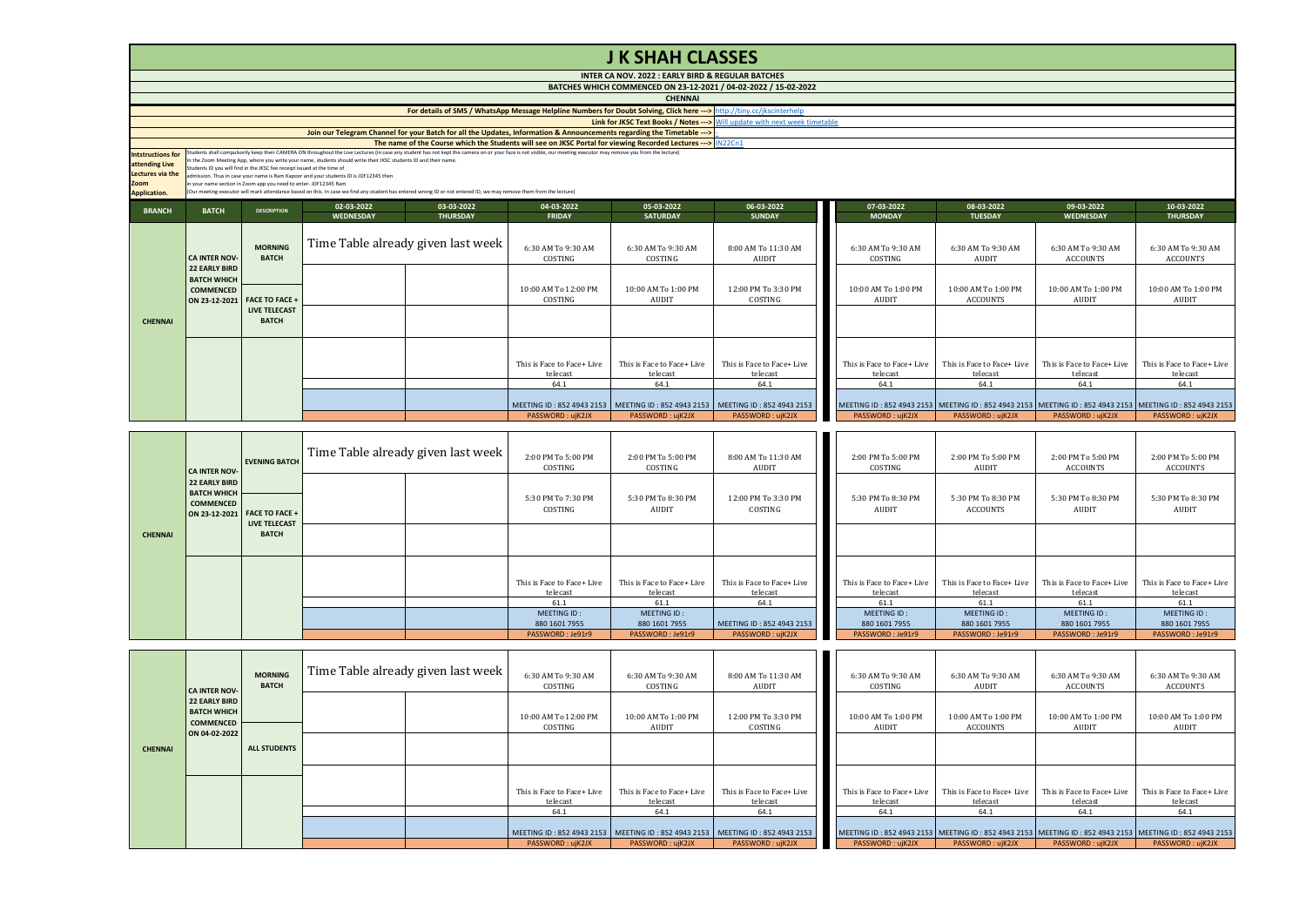# J K SHAH CLASSES

**INTER CA NOV. 2022 : EARLY BIRD & REGULAR BATCHES**

**BATCHES WHICH COMMENCED ON 23-12-2021 / 04-02-2022 / 15-02-2022**

**CHENNAI**

For details of SMS / WhatsApp Message Helpline Numbers for Doubt Solving, Click here ---> http://tiny.cc/jkscinterhelp

Link for JKSC Text Books / Notes ---> Will update with next week timetable

Join our Telegram Channel for your Batch for all the Updates, Information & Announcements regarding the Timetable ---> -

The name of the Course which the Students will see on JKSC Portal for viewing Recorded Lectures ---> IN22Cn1

**Intstructions for attending Live Lectures via the Zoom Application.**

Students shall compulsorily keep their CAMERA ON throughout the Live Lectures (in case any student has not kept the camera on or your face is not visible, our meeting executor may remove you from the lecture)
In the Zoom Meeting App, where you write your name, students should write their JKSC students ID and their name.
Students ID you will find in the JKSC fee receipt issued at the time of admission. Thus in case your name is Ram Kapoor and your students ID is JDF12345 then in your name section in Zoom app you need to enter- JDF12345 Ram
(Our meeting executor will mark attendance based on this. In case we find any student has entered wrong ID or not entered ID, we may remove them from the lecture)

| BRANCH | BATCH | DESCRIPTION | 02-03-2022 WEDNESDAY | 03-03-2022 THURSDAY | 04-03-2022 FRIDAY | 05-03-2022 SATURDAY | 06-03-2022 SUNDAY | 07-03-2022 MONDAY | 08-03-2022 TUESDAY | 09-03-2022 WEDNESDAY | 10-03-2022 THURSDAY |
|---|---|---|---|---|---|---|---|---|---|---|---|
| CHENNAI | CA INTER NOV-22 EARLY BIRD BATCH WHICH COMMENCED ON 23-12-2021 | MORNING BATCH | Time Table already given last week | | 6:30 AM To 9:30 AM COSTING | 6:30 AM To 9:30 AM COSTING | 8:00 AM To 11:30 AM AUDIT | 6:30 AM To 9:30 AM COSTING | 6:30 AM To 9:30 AM AUDIT | 6:30 AM To 9:30 AM ACCOUNTS | 6:30 AM To 9:30 AM ACCOUNTS |
| | | FACE TO FACE + LIVE TELECAST BATCH | | | 10:00 AM To 12:00 PM COSTING | 10:00 AM To 1:00 PM AUDIT | 12:00 PM To 3:30 PM COSTING | 10:00 AM To 1:00 PM AUDIT | 10:00 AM To 1:00 PM ACCOUNTS | 10:00 AM To 1:00 PM AUDIT | 10:00 AM To 1:00 PM AUDIT |
| | | | | | | | | | | | |
| | | | | | This is Face to Face+ Live telecast | This is Face to Face+ Live telecast | This is Face to Face+ Live telecast | This is Face to Face+ Live telecast | This is Face to Face+ Live telecast | This is Face to Face+ Live telecast | This is Face to Face+ Live telecast |
| | | | | | 64.1 | 64.1 | 64.1 | 64.1 | 64.1 | 64.1 | 64.1 |
| | | | | | MEETING ID : 852 4943 2153 | MEETING ID : 852 4943 2153 | MEETING ID : 852 4943 2153 | MEETING ID : 852 4943 2153 | MEETING ID : 852 4943 2153 | MEETING ID : 852 4943 2153 | MEETING ID : 852 4943 2153 |
| | | | | | PASSWORD : ujK2JX | PASSWORD : ujK2JX | PASSWORD : ujK2JX | PASSWORD : ujK2JX | PASSWORD : ujK2JX | PASSWORD : ujK2JX | PASSWORD : ujK2JX |

| BRANCH | BATCH | DESCRIPTION | 02-03-2022 WEDNESDAY | 03-03-2022 THURSDAY | 04-03-2022 FRIDAY | 05-03-2022 SATURDAY | 06-03-2022 SUNDAY | 07-03-2022 MONDAY | 08-03-2022 TUESDAY | 09-03-2022 WEDNESDAY | 10-03-2022 THURSDAY |
|---|---|---|---|---|---|---|---|---|---|---|---|
| CHENNAI | CA INTER NOV-22 EARLY BIRD BATCH WHICH COMMENCED ON 23-12-2021 | EVENING BATCH | Time Table already given last week | | 2:00 PM To 5:00 PM COSTING | 2:00 PM To 5:00 PM COSTING | 8:00 AM To 11:30 AM AUDIT | 2:00 PM To 5:00 PM COSTING | 2:00 PM To 5:00 PM AUDIT | 2:00 PM To 5:00 PM ACCOUNTS | 2:00 PM To 5:00 PM ACCOUNTS |
| | | FACE TO FACE + LIVE TELECAST BATCH | | | 5:30 PM To 7:30 PM COSTING | 5:30 PM To 8:30 PM AUDIT | 12:00 PM To 3:30 PM COSTING | 5:30 PM To 8:30 PM AUDIT | 5:30 PM To 8:30 PM ACCOUNTS | 5:30 PM To 8:30 PM AUDIT | 5:30 PM To 8:30 PM AUDIT |
| | | | | | | | | | | | |
| | | | | | This is Face to Face+ Live telecast | This is Face to Face+ Live telecast | This is Face to Face+ Live telecast | This is Face to Face+ Live telecast | This is Face to Face+ Live telecast | This is Face to Face+ Live telecast | This is Face to Face+ Live telecast |
| | | | | | 61.1 | 61.1 | 64.1 | 61.1 | 61.1 | 61.1 | 61.1 |
| | | | | | MEETING ID : 880 1601 7955 | MEETING ID : 880 1601 7955 | MEETING ID : 852 4943 2153 | MEETING ID : 880 1601 7955 | MEETING ID : 880 1601 7955 | MEETING ID : 880 1601 7955 | MEETING ID : 880 1601 7955 |
| | | | | | PASSWORD : Je91r9 | PASSWORD : Je91r9 | PASSWORD : ujK2JX | PASSWORD : Je91r9 | PASSWORD : Je91r9 | PASSWORD : Je91r9 | PASSWORD : Je91r9 |

| BRANCH | BATCH | DESCRIPTION | 02-03-2022 WEDNESDAY | 03-03-2022 THURSDAY | 04-03-2022 FRIDAY | 05-03-2022 SATURDAY | 06-03-2022 SUNDAY | 07-03-2022 MONDAY | 08-03-2022 TUESDAY | 09-03-2022 WEDNESDAY | 10-03-2022 THURSDAY |
|---|---|---|---|---|---|---|---|---|---|---|---|
| CHENNAI | CA INTER NOV-22 EARLY BIRD BATCH WHICH COMMENCED ON 04-02-2022 | MORNING BATCH | Time Table already given last week | | 6:30 AM To 9:30 AM COSTING | 6:30 AM To 9:30 AM COSTING | 8:00 AM To 11:30 AM AUDIT | 6:30 AM To 9:30 AM COSTING | 6:30 AM To 9:30 AM AUDIT | 6:30 AM To 9:30 AM ACCOUNTS | 6:30 AM To 9:30 AM ACCOUNTS |
| | | ALL STUDENTS | | | 10:00 AM To 12:00 PM COSTING | 10:00 AM To 1:00 PM AUDIT | 12:00 PM To 3:30 PM COSTING | 10:00 AM To 1:00 PM AUDIT | 10:00 AM To 1:00 PM ACCOUNTS | 10:00 AM To 1:00 PM AUDIT | 10:00 AM To 1:00 PM AUDIT |
| | | | | | | | | | | | |
| | | | | | This is Face to Face+ Live telecast | This is Face to Face+ Live telecast | This is Face to Face+ Live telecast | This is Face to Face+ Live telecast | This is Face to Face+ Live telecast | This is Face to Face+ Live telecast | This is Face to Face+ Live telecast |
| | | | | | 64.1 | 64.1 | 64.1 | 64.1 | 64.1 | 64.1 | 64.1 |
| | | | | | MEETING ID : 852 4943 2153 | MEETING ID : 852 4943 2153 | MEETING ID : 852 4943 2153 | MEETING ID : 852 4943 2153 | MEETING ID : 852 4943 2153 | MEETING ID : 852 4943 2153 | MEETING ID : 852 4943 2153 |
| | | | | | PASSWORD : ujK2JX | PASSWORD : ujK2JX | PASSWORD : ujK2JX | PASSWORD : ujK2JX | PASSWORD : ujK2JX | PASSWORD : ujK2JX | PASSWORD : ujK2JX |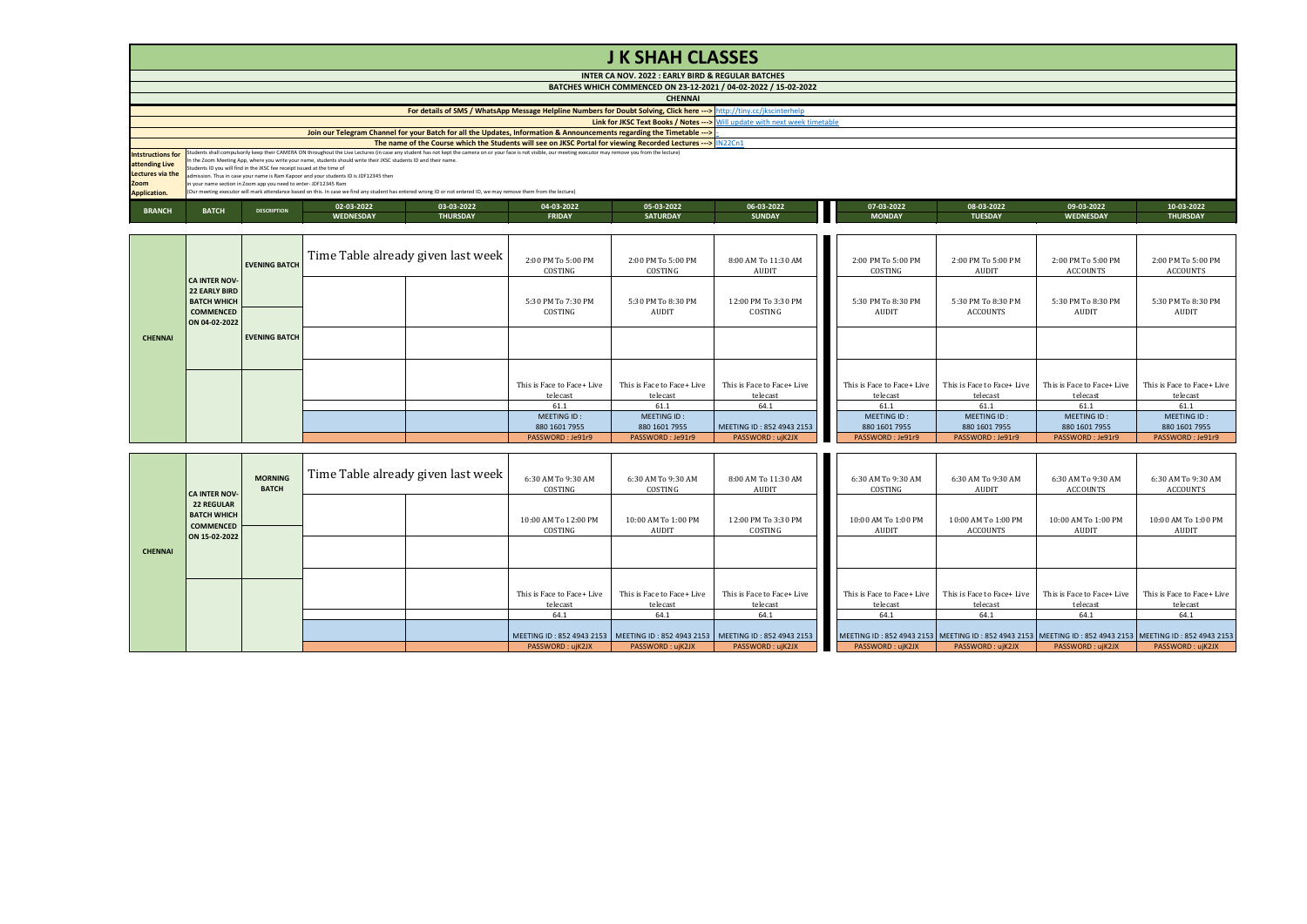# J K SHAH CLASSES

**INTER CA NOV. 2022 : EARLY BIRD & REGULAR BATCHES**

**BATCHES WHICH COMMENCED ON 23-12-2021 / 04-02-2022 / 15-02-2022**

**CHENNAI**

For details of SMS / WhatsApp Message Helpline Numbers for Doubt Solving, Click here ---> http://tiny.cc/jkscinterhelp

Link for JKSC Text Books / Notes ---> Will update with next week timetable

Join our Telegram Channel for your Batch for all the Updates, Information & Announcements regarding the Timetable ---> -

The name of the Course which the Students will see on JKSC Portal for viewing Recorded Lectures ---> IN22Cn1

**Intstructions for attending Live Lectures via the Zoom Application.**

Students shall compulsorily keep their CAMERA ON throughout the Live Lectures (in case any student has not kept the camera on or your face is not visible, our meeting executor may remove you from the lecture)
In the Zoom Meeting App, where you write your name, students should write their JKSC students ID and their name.
Students ID you will find in the JKSC fee receipt issued at the time of admission. Thus in case your name is Ram Kapoor and your students ID is JDF12345 then in your name section in Zoom app you need to enter- JDF12345 Ram
(Our meeting executor will mark attendance based on this. In case we find any student has entered wrong ID or not entered ID, we may remove them from the lecture)

| BRANCH | BATCH | DESCRIPTION | 02-03-2022 WEDNESDAY | 03-03-2022 THURSDAY | 04-03-2022 FRIDAY | 05-03-2022 SATURDAY | 06-03-2022 SUNDAY | 07-03-2022 MONDAY | 08-03-2022 TUESDAY | 09-03-2022 WEDNESDAY | 10-03-2022 THURSDAY |
|---|---|---|---|---|---|---|---|---|---|---|---|
| CHENNAI | CA INTER NOV-22 EARLY BIRD BATCH WHICH COMMENCED ON 04-02-2022 | EVENING BATCH | Time Table already given last week | | 2:00 PM To 5:00 PM COSTING | 2:00 PM To 5:00 PM COSTING | 8:00 AM To 11:30 AM AUDIT | 2:00 PM To 5:00 PM COSTING | 2:00 PM To 5:00 PM AUDIT | 2:00 PM To 5:00 PM ACCOUNTS | 2:00 PM To 5:00 PM ACCOUNTS |
| | | | | | 5:30 PM To 7:30 PM COSTING | 5:30 PM To 8:30 PM AUDIT | 12:00 PM To 3:30 PM COSTING | 5:30 PM To 8:30 PM AUDIT | 5:30 PM To 8:30 PM ACCOUNTS | 5:30 PM To 8:30 PM AUDIT | 5:30 PM To 8:30 PM AUDIT |
| | | EVENING BATCH | | | | | | | | | |
| | | | | | This is Face to Face+ Live telecast | This is Face to Face+ Live telecast | This is Face to Face+ Live telecast | This is Face to Face+ Live telecast | This is Face to Face+ Live telecast | This is Face to Face+ Live telecast | This is Face to Face+ Live telecast |
| | | | | | 61.1 | 61.1 | 64.1 | 61.1 | 61.1 | 61.1 | 61.1 |
| | | | | | MEETING ID : 880 1601 7955 | MEETING ID : 880 1601 7955 | MEETING ID : 852 4943 2153 | MEETING ID : 880 1601 7955 | MEETING ID : 880 1601 7955 | MEETING ID : 880 1601 7955 | MEETING ID : 880 1601 7955 |
| | | | | | PASSWORD : Je91r9 | PASSWORD : Je91r9 | PASSWORD : ujK2JX | PASSWORD : Je91r9 | PASSWORD : Je91r9 | PASSWORD : Je91r9 | PASSWORD : Je91r9 |

| BRANCH | BATCH | DESCRIPTION | 02-03-2022 WEDNESDAY | 03-03-2022 THURSDAY | 04-03-2022 FRIDAY | 05-03-2022 SATURDAY | 06-03-2022 SUNDAY | 07-03-2022 MONDAY | 08-03-2022 TUESDAY | 09-03-2022 WEDNESDAY | 10-03-2022 THURSDAY |
|---|---|---|---|---|---|---|---|---|---|---|---|
| CHENNAI | CA INTER NOV-22 REGULAR BATCH WHICH COMMENCED ON 15-02-2022 | MORNING BATCH | Time Table already given last week | | 6:30 AM To 9:30 AM COSTING | 6:30 AM To 9:30 AM COSTING | 8:00 AM To 11:30 AM AUDIT | 6:30 AM To 9:30 AM COSTING | 6:30 AM To 9:30 AM AUDIT | 6:30 AM To 9:30 AM ACCOUNTS | 6:30 AM To 9:30 AM ACCOUNTS |
| | | | | | 10:00 AM To 12:00 PM COSTING | 10:00 AM To 1:00 PM AUDIT | 12:00 PM To 3:30 PM COSTING | 10:00 AM To 1:00 PM AUDIT | 10:00 AM To 1:00 PM ACCOUNTS | 10:00 AM To 1:00 PM AUDIT | 10:00 AM To 1:00 PM AUDIT |
| | | | | | | | | | | | |
| | | | | | This is Face to Face+ Live telecast | This is Face to Face+ Live telecast | This is Face to Face+ Live telecast | This is Face to Face+ Live telecast | This is Face to Face+ Live telecast | This is Face to Face+ Live telecast | This is Face to Face+ Live telecast |
| | | | | | 64.1 | 64.1 | 64.1 | 64.1 | 64.1 | 64.1 | 64.1 |
| | | | | | MEETING ID : 852 4943 2153 | MEETING ID : 852 4943 2153 | MEETING ID : 852 4943 2153 | MEETING ID : 852 4943 2153 | MEETING ID : 852 4943 2153 | MEETING ID : 852 4943 2153 | MEETING ID : 852 4943 2153 |
| | | | | | PASSWORD : ujK2JX | PASSWORD : ujK2JX | PASSWORD : ujK2JX | PASSWORD : ujK2JX | PASSWORD : ujK2JX | PASSWORD : ujK2JX | PASSWORD : ujK2JX |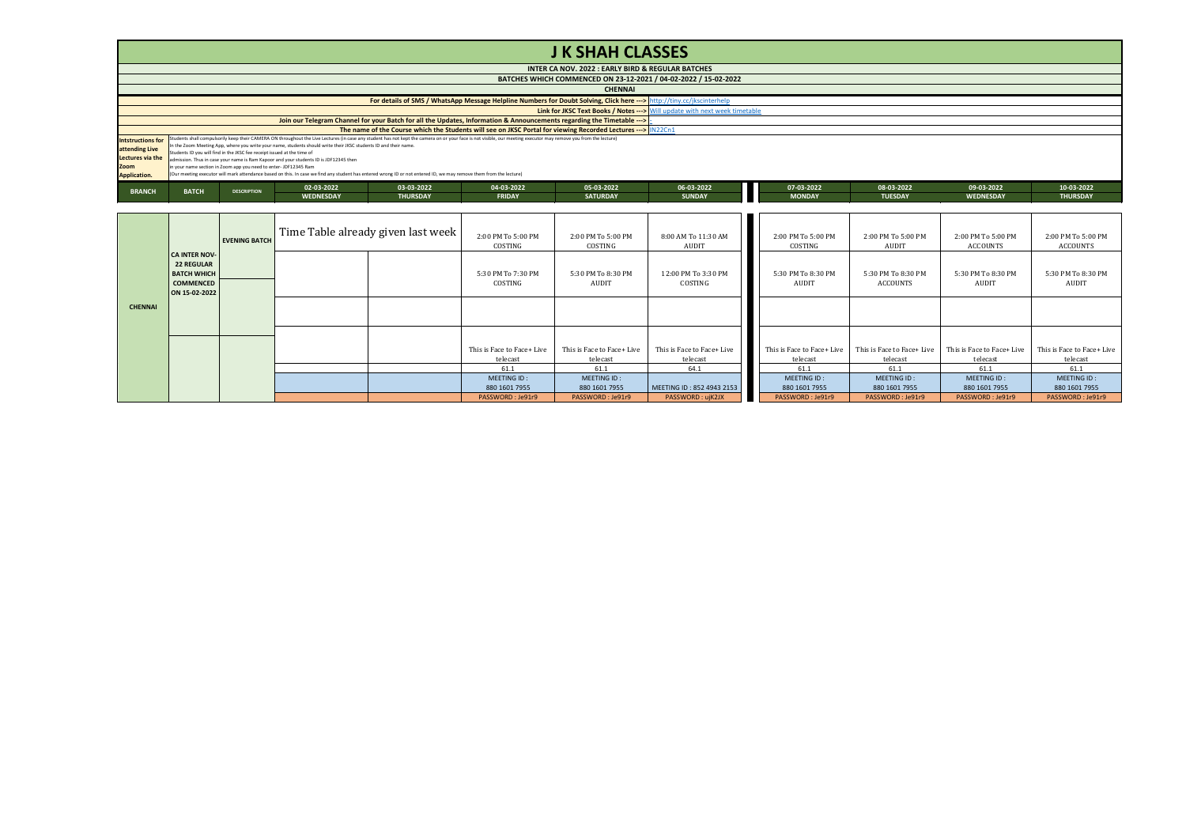# J K SHAH CLASSES

**INTER CA NOV. 2022 : EARLY BIRD & REGULAR BATCHES**

**BATCHES WHICH COMMENCED ON 23-12-2021 / 04-02-2022 / 15-02-2022**

**CHENNAI**

**For details of SMS / WhatsApp Message Helpline Numbers for Doubt Solving, Click here --->** http://tiny.cc/jkscinterhelp

**Link for JKSC Text Books / Notes --->** Will update with next week timetable

**Join our Telegram Channel for your Batch for all the Updates, Information & Announcements regarding the Timetable --->** -

**The name of the Course which the Students will see on JKSC Portal for viewing Recorded Lectures --->** IN22Cn1

**Intstructions for attending Live Lectures via the Zoom Application.**

Students shall compulsorily keep their CAMERA ON throughout the Live Lectures (in case any student has not kept the camera on or your face is not visible, our meeting executor may remove you from the lecture)
In the Zoom Meeting App, where you write your name, students should write their JKSC students ID and their name.
Students ID you will find in the JKSC fee receipt issued at the time of admission. Thus in case your name is Ram Kapoor and your students ID is JDF12345 then in your name section in Zoom app you need to enter- JDF12345 Ram
(Our meeting executor will mark attendance based on this. In case we find any student has entered wrong ID or not entered ID, we may remove them from the lecture)

| BRANCH | BATCH | DESCRIPTION | 02-03-2022 WEDNESDAY | 03-03-2022 THURSDAY | 04-03-2022 FRIDAY | 05-03-2022 SATURDAY | 06-03-2022 SUNDAY | 07-03-2022 MONDAY | 08-03-2022 TUESDAY | 09-03-2022 WEDNESDAY | 10-03-2022 THURSDAY |
|---|---|---|---|---|---|---|---|---|---|---|---|
| CHENNAI | CA INTER NOV-22 REGULAR BATCH WHICH COMMENCED ON 15-02-2022 | EVENING BATCH | Time Table already given last week | | 2:00 PM To 5:00 PM COSTING | 2:00 PM To 5:00 PM COSTING | 8:00 AM To 11:30 AM AUDIT | 2:00 PM To 5:00 PM COSTING | 2:00 PM To 5:00 PM AUDIT | 2:00 PM To 5:00 PM ACCOUNTS | 2:00 PM To 5:00 PM ACCOUNTS |
| | | | | | 5:30 PM To 7:30 PM COSTING | 5:30 PM To 8:30 PM AUDIT | 12:00 PM To 3:30 PM COSTING | 5:30 PM To 8:30 PM AUDIT | 5:30 PM To 8:30 PM ACCOUNTS | 5:30 PM To 8:30 PM AUDIT | 5:30 PM To 8:30 PM AUDIT |
| | | | | | | | | | | | |
| | | | | | This is Face to Face+ Live telecast | This is Face to Face+ Live telecast | This is Face to Face+ Live telecast | This is Face to Face+ Live telecast | This is Face to Face+ Live telecast | This is Face to Face+ Live telecast | This is Face to Face+ Live telecast |
| | | | | | 61.1 | 61.1 | 64.1 | 61.1 | 61.1 | 61.1 | 61.1 |
| | | | | | MEETING ID : 880 1601 7955 | MEETING ID : 880 1601 7955 | MEETING ID : 852 4943 2153 | MEETING ID : 880 1601 7955 | MEETING ID : 880 1601 7955 | MEETING ID : 880 1601 7955 | MEETING ID : 880 1601 7955 |
| | | | | | PASSWORD : Je91r9 | PASSWORD : Je91r9 | PASSWORD : ujK2JX | PASSWORD : Je91r9 | PASSWORD : Je91r9 | PASSWORD : Je91r9 | PASSWORD : Je91r9 |